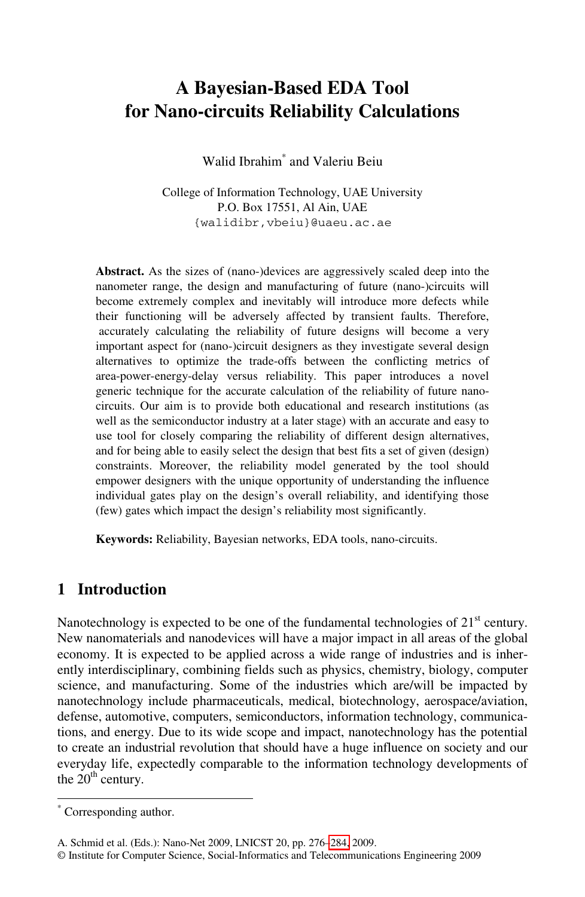# A Bayesian-Based EDA Tool for Nano-circuits Reliability Calculations

Walid Ibrahim* and Valeriu Beiu

College of Information Technology, UAE University
P.O. Box 17551, Al Ain, UAE
{walidibr,vbeiu}@uaeu.ac.ae

**Abstract.** As the sizes of (nano-)devices are aggressively scaled deep into the nanometer range, the design and manufacturing of future (nano-)circuits will become extremely complex and inevitably will introduce more defects while their functioning will be adversely affected by transient faults. Therefore, accurately calculating the reliability of future designs will become a very important aspect for (nano-)circuit designers as they investigate several design alternatives to optimize the trade-offs between the conflicting metrics of area-power-energy-delay versus reliability. This paper introduces a novel generic technique for the accurate calculation of the reliability of future nano-circuits. Our aim is to provide both educational and research institutions (as well as the semiconductor industry at a later stage) with an accurate and easy to use tool for closely comparing the reliability of different design alternatives, and for being able to easily select the design that best fits a set of given (design) constraints. Moreover, the reliability model generated by the tool should empower designers with the unique opportunity of understanding the influence individual gates play on the design's overall reliability, and identifying those (few) gates which impact the design's reliability most significantly.

**Keywords:** Reliability, Bayesian networks, EDA tools, nano-circuits.

## 1 Introduction

Nanotechnology is expected to be one of the fundamental technologies of 21st century. New nanomaterials and nanodevices will have a major impact in all areas of the global economy. It is expected to be applied across a wide range of industries and is inherently interdisciplinary, combining fields such as physics, chemistry, biology, computer science, and manufacturing. Some of the industries which are/will be impacted by nanotechnology include pharmaceuticals, medical, biotechnology, aerospace/aviation, defense, automotive, computers, semiconductors, information technology, communications, and energy. Due to its wide scope and impact, nanotechnology has the potential to create an industrial revolution that should have a huge influence on society and our everyday life, expectedly comparable to the information technology developments of the 20th century.

* Corresponding author.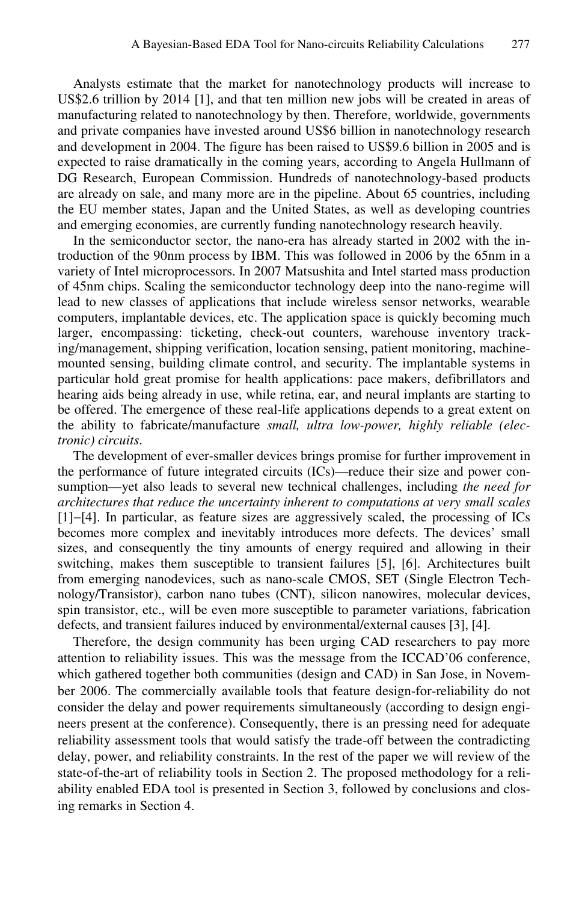Analysts estimate that the market for nanotechnology products will increase to US$2.6 trillion by 2014 [1], and that ten million new jobs will be created in areas of manufacturing related to nanotechnology by then. Therefore, worldwide, governments and private companies have invested around US$6 billion in nanotechnology research and development in 2004. The figure has been raised to US$9.6 billion in 2005 and is expected to raise dramatically in the coming years, according to Angela Hullmann of DG Research, European Commission. Hundreds of nanotechnology-based products are already on sale, and many more are in the pipeline. About 65 countries, including the EU member states, Japan and the United States, as well as developing countries and emerging economies, are currently funding nanotechnology research heavily.

In the semiconductor sector, the nano-era has already started in 2002 with the introduction of the 90nm process by IBM. This was followed in 2006 by the 65nm in a variety of Intel microprocessors. In 2007 Matsushita and Intel started mass production of 45nm chips. Scaling the semiconductor technology deep into the nano-regime will lead to new classes of applications that include wireless sensor networks, wearable computers, implantable devices, etc. The application space is quickly becoming much larger, encompassing: ticketing, check-out counters, warehouse inventory tracking/management, shipping verification, location sensing, patient monitoring, machine-mounted sensing, building climate control, and security. The implantable systems in particular hold great promise for health applications: pace makers, defibrillators and hearing aids being already in use, while retina, ear, and neural implants are starting to be offered. The emergence of these real-life applications depends to a great extent on the ability to fabricate/manufacture *small, ultra low-power, highly reliable (electronic) circuits*.

The development of ever-smaller devices brings promise for further improvement in the performance of future integrated circuits (ICs)—reduce their size and power consumption—yet also leads to several new technical challenges, including *the need for architectures that reduce the uncertainty inherent to computations at very small scales* [1]–[4]. In particular, as feature sizes are aggressively scaled, the processing of ICs becomes more complex and inevitably introduces more defects. The devices' small sizes, and consequently the tiny amounts of energy required and allowing in their switching, makes them susceptible to transient failures [5], [6]. Architectures built from emerging nanodevices, such as nano-scale CMOS, SET (Single Electron Technology/Transistor), carbon nano tubes (CNT), silicon nanowires, molecular devices, spin transistor, etc., will be even more susceptible to parameter variations, fabrication defects, and transient failures induced by environmental/external causes [3], [4].

Therefore, the design community has been urging CAD researchers to pay more attention to reliability issues. This was the message from the ICCAD'06 conference, which gathered together both communities (design and CAD) in San Jose, in November 2006. The commercially available tools that feature design-for-reliability do not consider the delay and power requirements simultaneously (according to design engineers present at the conference). Consequently, there is an pressing need for adequate reliability assessment tools that would satisfy the trade-off between the contradicting delay, power, and reliability constraints. In the rest of the paper we will review of the state-of-the-art of reliability tools in Section 2. The proposed methodology for a reliability enabled EDA tool is presented in Section 3, followed by conclusions and closing remarks in Section 4.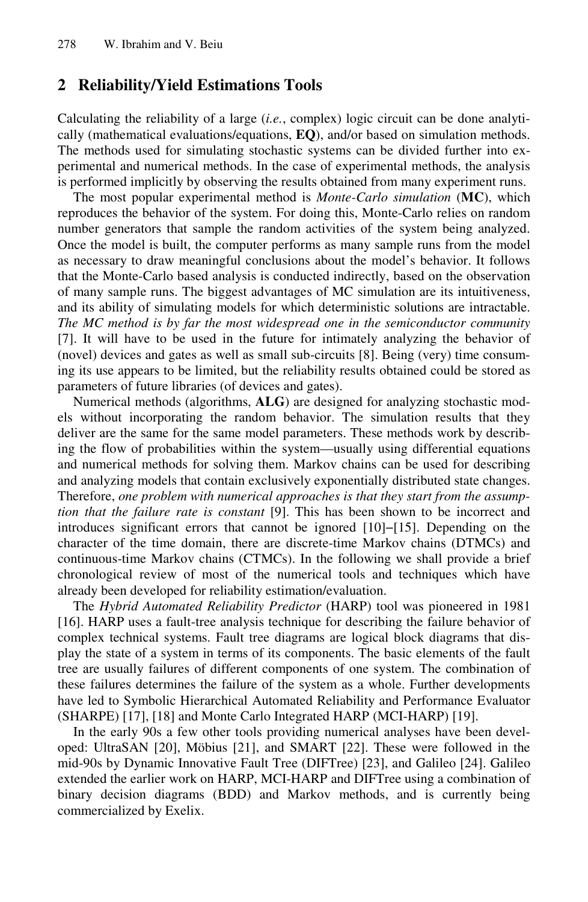## 2 Reliability/Yield Estimations Tools

Calculating the reliability of a large (*i.e.*, complex) logic circuit can be done analytically (mathematical evaluations/equations, **EQ**), and/or based on simulation methods. The methods used for simulating stochastic systems can be divided further into experimental and numerical methods. In the case of experimental methods, the analysis is performed implicitly by observing the results obtained from many experiment runs.

The most popular experimental method is *Monte-Carlo simulation* (**MC**), which reproduces the behavior of the system. For doing this, Monte-Carlo relies on random number generators that sample the random activities of the system being analyzed. Once the model is built, the computer performs as many sample runs from the model as necessary to draw meaningful conclusions about the model's behavior. It follows that the Monte-Carlo based analysis is conducted indirectly, based on the observation of many sample runs. The biggest advantages of MC simulation are its intuitiveness, and its ability of simulating models for which deterministic solutions are intractable. *The MC method is by far the most widespread one in the semiconductor community* [7]. It will have to be used in the future for intimately analyzing the behavior of (novel) devices and gates as well as small sub-circuits [8]. Being (very) time consuming its use appears to be limited, but the reliability results obtained could be stored as parameters of future libraries (of devices and gates).

Numerical methods (algorithms, **ALG**) are designed for analyzing stochastic models without incorporating the random behavior. The simulation results that they deliver are the same for the same model parameters. These methods work by describing the flow of probabilities within the system—usually using differential equations and numerical methods for solving them. Markov chains can be used for describing and analyzing models that contain exclusively exponentially distributed state changes. Therefore, *one problem with numerical approaches is that they start from the assumption that the failure rate is constant* [9]. This has been shown to be incorrect and introduces significant errors that cannot be ignored [10]–[15]. Depending on the character of the time domain, there are discrete-time Markov chains (DTMCs) and continuous-time Markov chains (CTMCs). In the following we shall provide a brief chronological review of most of the numerical tools and techniques which have already been developed for reliability estimation/evaluation.

The *Hybrid Automated Reliability Predictor* (HARP) tool was pioneered in 1981 [16]. HARP uses a fault-tree analysis technique for describing the failure behavior of complex technical systems. Fault tree diagrams are logical block diagrams that display the state of a system in terms of its components. The basic elements of the fault tree are usually failures of different components of one system. The combination of these failures determines the failure of the system as a whole. Further developments have led to Symbolic Hierarchical Automated Reliability and Performance Evaluator (SHARPE) [17], [18] and Monte Carlo Integrated HARP (MCI-HARP) [19].

In the early 90s a few other tools providing numerical analyses have been developed: UltraSAN [20], Möbius [21], and SMART [22]. These were followed in the mid-90s by Dynamic Innovative Fault Tree (DIFTree) [23], and Galileo [24]. Galileo extended the earlier work on HARP, MCI-HARP and DIFTree using a combination of binary decision diagrams (BDD) and Markov methods, and is currently being commercialized by Exelix.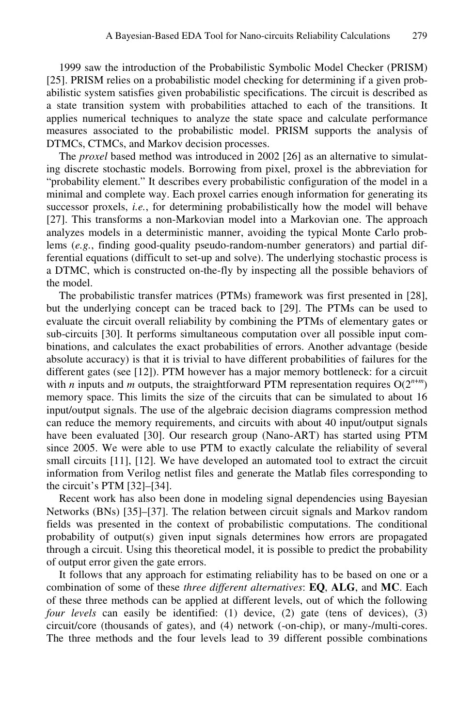1999 saw the introduction of the Probabilistic Symbolic Model Checker (PRISM) [25]. PRISM relies on a probabilistic model checking for determining if a given probabilistic system satisfies given probabilistic specifications. The circuit is described as a state transition system with probabilities attached to each of the transitions. It applies numerical techniques to analyze the state space and calculate performance measures associated to the probabilistic model. PRISM supports the analysis of DTMCs, CTMCs, and Markov decision processes.

The *proxel* based method was introduced in 2002 [26] as an alternative to simulating discrete stochastic models. Borrowing from pixel, proxel is the abbreviation for "probability element." It describes every probabilistic configuration of the model in a minimal and complete way. Each proxel carries enough information for generating its successor proxels, *i.e.*, for determining probabilistically how the model will behave [27]. This transforms a non-Markovian model into a Markovian one. The approach analyzes models in a deterministic manner, avoiding the typical Monte Carlo problems (*e.g.*, finding good-quality pseudo-random-number generators) and partial differential equations (difficult to set-up and solve). The underlying stochastic process is a DTMC, which is constructed on-the-fly by inspecting all the possible behaviors of the model.

The probabilistic transfer matrices (PTMs) framework was first presented in [28], but the underlying concept can be traced back to [29]. The PTMs can be used to evaluate the circuit overall reliability by combining the PTMs of elementary gates or sub-circuits [30]. It performs simultaneous computation over all possible input combinations, and calculates the exact probabilities of errors. Another advantage (beside absolute accuracy) is that it is trivial to have different probabilities of failures for the different gates (see [12]). PTM however has a major memory bottleneck: for a circuit with $n$ inputs and $m$ outputs, the straightforward PTM representation requires $O(2^{n+m})$ memory space. This limits the size of the circuits that can be simulated to about 16 input/output signals. The use of the algebraic decision diagrams compression method can reduce the memory requirements, and circuits with about 40 input/output signals have been evaluated [30]. Our research group (Nano-ART) has started using PTM since 2005. We were able to use PTM to exactly calculate the reliability of several small circuits [11], [12]. We have developed an automated tool to extract the circuit information from Verilog netlist files and generate the Matlab files corresponding to the circuit's PTM [32]–[34].

Recent work has also been done in modeling signal dependencies using Bayesian Networks (BNs) [35]–[37]. The relation between circuit signals and Markov random fields was presented in the context of probabilistic computations. The conditional probability of output(s) given input signals determines how errors are propagated through a circuit. Using this theoretical model, it is possible to predict the probability of output error given the gate errors.

It follows that any approach for estimating reliability has to be based on one or a combination of some of these *three different alternatives*: **EQ**, **ALG**, and **MC**. Each of these three methods can be applied at different levels, out of which the following *four levels* can easily be identified: (1) device, (2) gate (tens of devices), (3) circuit/core (thousands of gates), and (4) network (-on-chip), or many-/multi-cores. The three methods and the four levels lead to 39 different possible combinations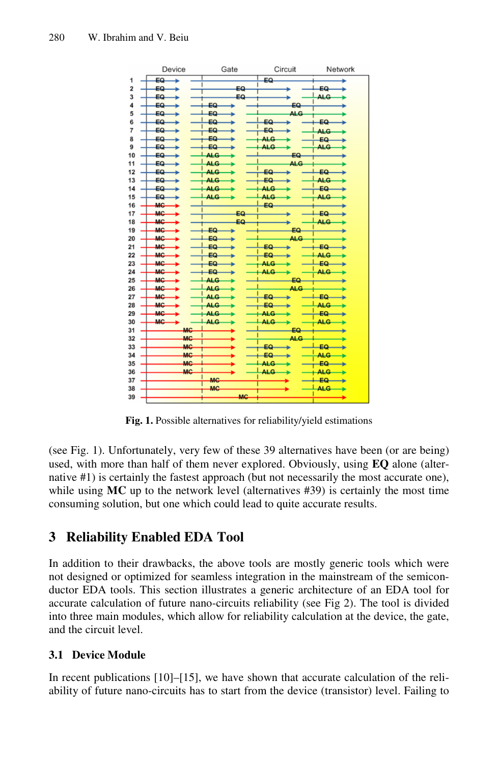Device Gate Circuit Network

1 EQ EQ
2 EQ EQ EQ
3 EQ EQ ALG
4 EQ EQ EQ
5 EQ EQ ALG
6 EQ EQ EQ EQ
7 EQ EQ EQ ALG
8 EQ EQ ALG EQ
9 EQ EQ ALG ALG
10 EQ ALG EQ
11 EQ ALG ALG
12 EQ ALG EQ EQ
13 EQ ALG EQ ALG
14 EQ ALG ALG EQ
15 EQ ALG ALG ALG
16 MC EQ
17 MC EQ EQ
18 MC EQ ALG
19 MC EQ EQ
20 MC EQ ALG
21 MC EQ EQ EQ
22 MC EQ EQ ALG
23 MC EQ ALG EQ
24 MC EQ ALG ALG
25 MC ALG EQ
26 MC ALG ALG
27 MC ALG EQ EQ
28 MC ALG EQ ALG
29 MC ALG ALG EQ
30 MC ALG ALG ALG
31 MC EQ
32 MC ALG
33 MC EQ EQ
34 MC EQ ALG
35 MC ALG EQ
36 MC ALG ALG
37 MC EQ
38 MC ALG
39 MC

**Fig. 1.** Possible alternatives for reliability/yield estimations

(see Fig. 1). Unfortunately, very few of these 39 alternatives have been (or are being) used, with more than half of them never explored. Obviously, using **EQ** alone (alternative #1) is certainly the fastest approach (but not necessarily the most accurate one), while using **MC** up to the network level (alternatives #39) is certainly the most time consuming solution, but one which could lead to quite accurate results.

## 3 Reliability Enabled EDA Tool

In addition to their drawbacks, the above tools are mostly generic tools which were not designed or optimized for seamless integration in the mainstream of the semiconductor EDA tools. This section illustrates a generic architecture of an EDA tool for accurate calculation of future nano-circuits reliability (see Fig 2). The tool is divided into three main modules, which allow for reliability calculation at the device, the gate, and the circuit level.

### 3.1 Device Module

In recent publications [10]–[15], we have shown that accurate calculation of the reliability of future nano-circuits has to start from the device (transistor) level. Failing to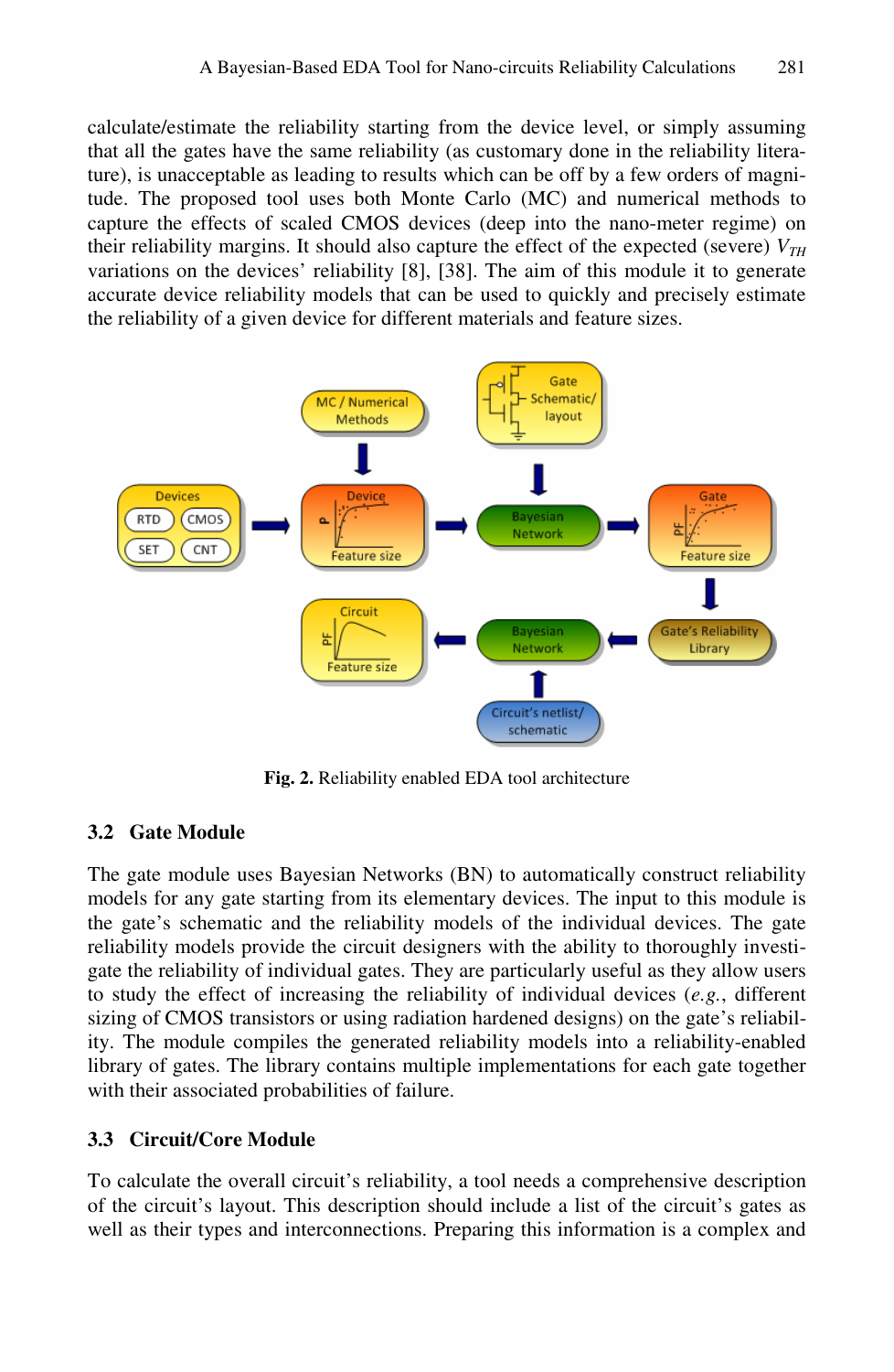calculate/estimate the reliability starting from the device level, or simply assuming that all the gates have the same reliability (as customary done in the reliability literature), is unacceptable as leading to results which can be off by a few orders of magnitude. The proposed tool uses both Monte Carlo (MC) and numerical methods to capture the effects of scaled CMOS devices (deep into the nano-meter regime) on their reliability margins. It should also capture the effect of the expected (severe) $V_{TH}$ variations on the devices' reliability [8], [38]. The aim of this module it to generate accurate device reliability models that can be used to quickly and precisely estimate the reliability of a given device for different materials and feature sizes.

MC / Numerical Methods

Gate Schematic/ layout

Devices
RTD
CMOS
SET
CNT

Device
P
Feature size

Bayesian Network

Gate
PF
Feature size

Circuit
PF
Feature size

Bayesian Network

Gate's Reliability Library

Circuit's netlist/ schematic

**Fig. 2.** Reliability enabled EDA tool architecture

### 3.2 Gate Module

The gate module uses Bayesian Networks (BN) to automatically construct reliability models for any gate starting from its elementary devices. The input to this module is the gate's schematic and the reliability models of the individual devices. The gate reliability models provide the circuit designers with the ability to thoroughly investigate the reliability of individual gates. They are particularly useful as they allow users to study the effect of increasing the reliability of individual devices (*e.g.*, different sizing of CMOS transistors or using radiation hardened designs) on the gate's reliability. The module compiles the generated reliability models into a reliability-enabled library of gates. The library contains multiple implementations for each gate together with their associated probabilities of failure.

### 3.3 Circuit/Core Module

To calculate the overall circuit's reliability, a tool needs a comprehensive description of the circuit's layout. This description should include a list of the circuit's gates as well as their types and interconnections. Preparing this information is a complex and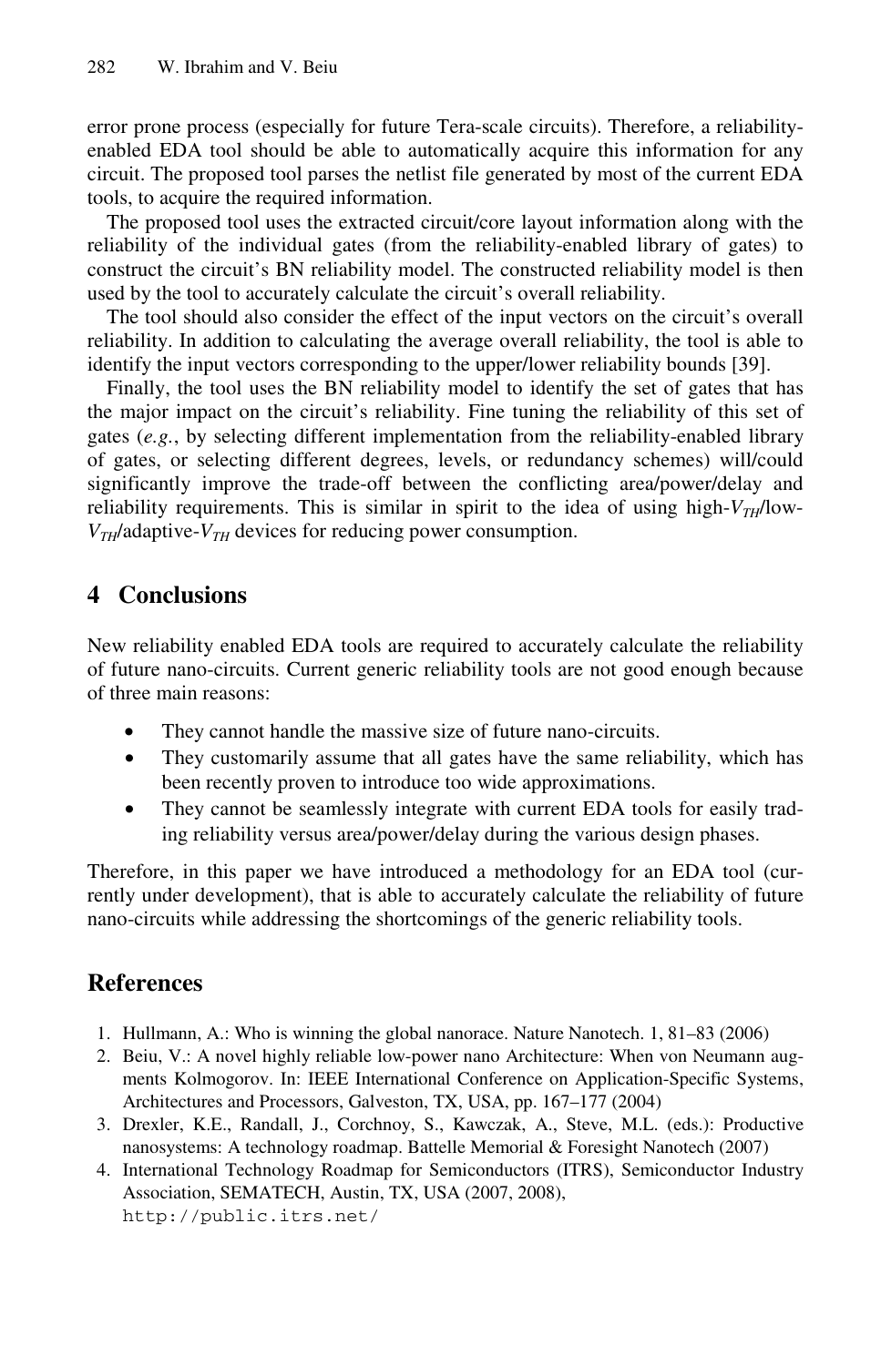error prone process (especially for future Tera-scale circuits). Therefore, a reliability-enabled EDA tool should be able to automatically acquire this information for any circuit. The proposed tool parses the netlist file generated by most of the current EDA tools, to acquire the required information.

The proposed tool uses the extracted circuit/core layout information along with the reliability of the individual gates (from the reliability-enabled library of gates) to construct the circuit's BN reliability model. The constructed reliability model is then used by the tool to accurately calculate the circuit's overall reliability.

The tool should also consider the effect of the input vectors on the circuit's overall reliability. In addition to calculating the average overall reliability, the tool is able to identify the input vectors corresponding to the upper/lower reliability bounds [39].

Finally, the tool uses the BN reliability model to identify the set of gates that has the major impact on the circuit's reliability. Fine tuning the reliability of this set of gates (*e.g.*, by selecting different implementation from the reliability-enabled library of gates, or selecting different degrees, levels, or redundancy schemes) will/could significantly improve the trade-off between the conflicting area/power/delay and reliability requirements. This is similar in spirit to the idea of using high-$V_{TH}$/low-$V_{TH}$/adaptive-$V_{TH}$ devices for reducing power consumption.

## 4 Conclusions

New reliability enabled EDA tools are required to accurately calculate the reliability of future nano-circuits. Current generic reliability tools are not good enough because of three main reasons:

- They cannot handle the massive size of future nano-circuits.
- They customarily assume that all gates have the same reliability, which has been recently proven to introduce too wide approximations.
- They cannot be seamlessly integrate with current EDA tools for easily trading reliability versus area/power/delay during the various design phases.

Therefore, in this paper we have introduced a methodology for an EDA tool (currently under development), that is able to accurately calculate the reliability of future nano-circuits while addressing the shortcomings of the generic reliability tools.

## References

1. Hullmann, A.: Who is winning the global nanorace. Nature Nanotech. 1, 81–83 (2006)
2. Beiu, V.: A novel highly reliable low-power nano Architecture: When von Neumann augments Kolmogorov. In: IEEE International Conference on Application-Specific Systems, Architectures and Processors, Galveston, TX, USA, pp. 167–177 (2004)
3. Drexler, K.E., Randall, J., Corchnoy, S., Kawczak, A., Steve, M.L. (eds.): Productive nanosystems: A technology roadmap. Battelle Memorial & Foresight Nanotech (2007)
4. International Technology Roadmap for Semiconductors (ITRS), Semiconductor Industry Association, SEMATECH, Austin, TX, USA (2007, 2008), http://public.itrs.net/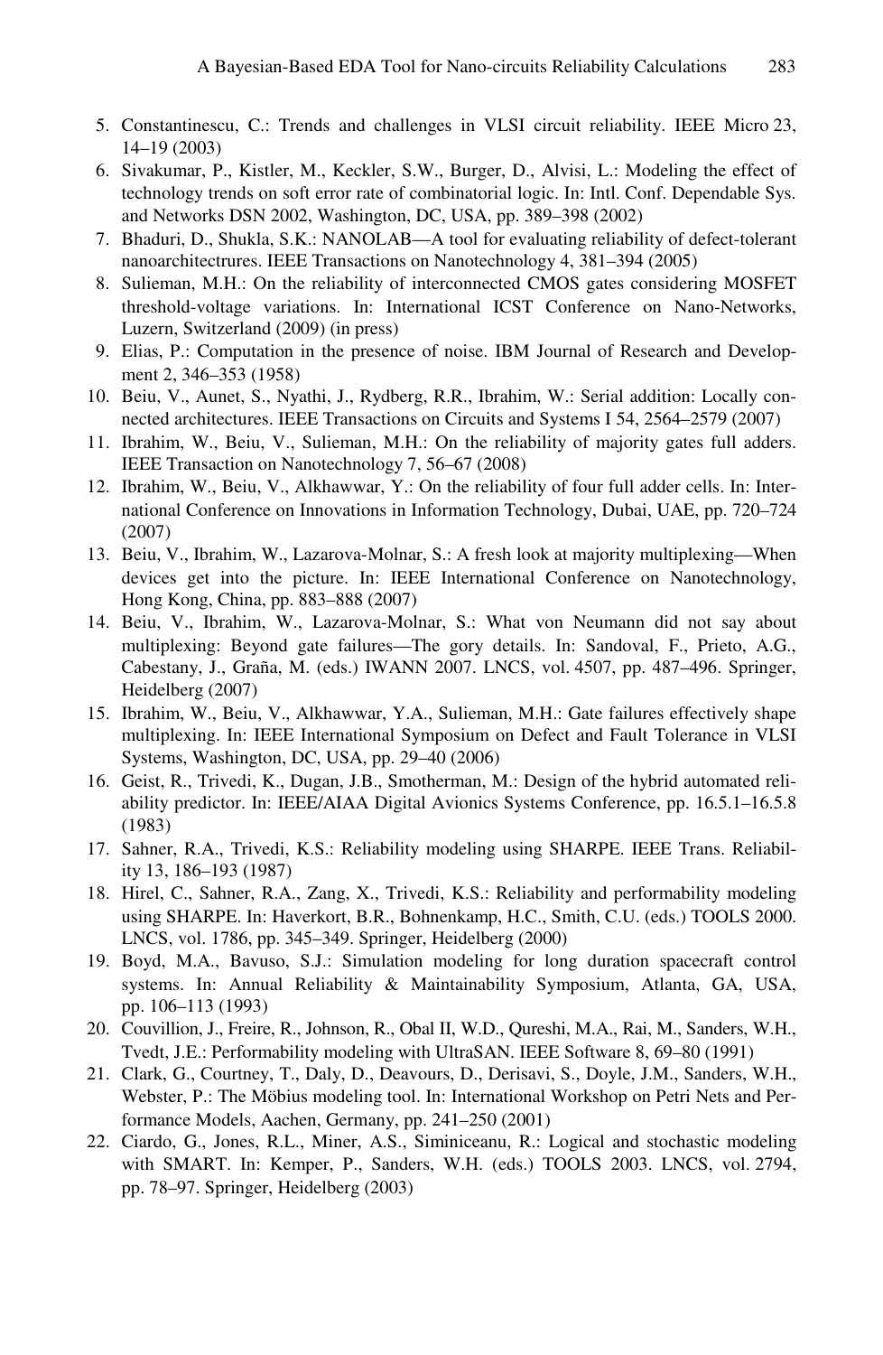5. Constantinescu, C.: Trends and challenges in VLSI circuit reliability. IEEE Micro 23, 14–19 (2003)
6. Sivakumar, P., Kistler, M., Keckler, S.W., Burger, D., Alvisi, L.: Modeling the effect of technology trends on soft error rate of combinatorial logic. In: Intl. Conf. Dependable Sys. and Networks DSN 2002, Washington, DC, USA, pp. 389–398 (2002)
7. Bhaduri, D., Shukla, S.K.: NANOLAB—A tool for evaluating reliability of defect-tolerant nanoarchitectrures. IEEE Transactions on Nanotechnology 4, 381–394 (2005)
8. Sulieman, M.H.: On the reliability of interconnected CMOS gates considering MOSFET threshold-voltage variations. In: International ICST Conference on Nano-Networks, Luzern, Switzerland (2009) (in press)
9. Elias, P.: Computation in the presence of noise. IBM Journal of Research and Development 2, 346–353 (1958)
10. Beiu, V., Aunet, S., Nyathi, J., Rydberg, R.R., Ibrahim, W.: Serial addition: Locally connected architectures. IEEE Transactions on Circuits and Systems I 54, 2564–2579 (2007)
11. Ibrahim, W., Beiu, V., Sulieman, M.H.: On the reliability of majority gates full adders. IEEE Transaction on Nanotechnology 7, 56–67 (2008)
12. Ibrahim, W., Beiu, V., Alkhawwar, Y.: On the reliability of four full adder cells. In: International Conference on Innovations in Information Technology, Dubai, UAE, pp. 720–724 (2007)
13. Beiu, V., Ibrahim, W., Lazarova-Molnar, S.: A fresh look at majority multiplexing—When devices get into the picture. In: IEEE International Conference on Nanotechnology, Hong Kong, China, pp. 883–888 (2007)
14. Beiu, V., Ibrahim, W., Lazarova-Molnar, S.: What von Neumann did not say about multiplexing: Beyond gate failures—The gory details. In: Sandoval, F., Prieto, A.G., Cabestany, J., Graña, M. (eds.) IWANN 2007. LNCS, vol. 4507, pp. 487–496. Springer, Heidelberg (2007)
15. Ibrahim, W., Beiu, V., Alkhawwar, Y.A., Sulieman, M.H.: Gate failures effectively shape multiplexing. In: IEEE International Symposium on Defect and Fault Tolerance in VLSI Systems, Washington, DC, USA, pp. 29–40 (2006)
16. Geist, R., Trivedi, K., Dugan, J.B., Smotherman, M.: Design of the hybrid automated reliability predictor. In: IEEE/AIAA Digital Avionics Systems Conference, pp. 16.5.1–16.5.8 (1983)
17. Sahner, R.A., Trivedi, K.S.: Reliability modeling using SHARPE. IEEE Trans. Reliability 13, 186–193 (1987)
18. Hirel, C., Sahner, R.A., Zang, X., Trivedi, K.S.: Reliability and performability modeling using SHARPE. In: Haverkort, B.R., Bohnenkamp, H.C., Smith, C.U. (eds.) TOOLS 2000. LNCS, vol. 1786, pp. 345–349. Springer, Heidelberg (2000)
19. Boyd, M.A., Bavuso, S.J.: Simulation modeling for long duration spacecraft control systems. In: Annual Reliability & Maintainability Symposium, Atlanta, GA, USA, pp. 106–113 (1993)
20. Couvillion, J., Freire, R., Johnson, R., Obal II, W.D., Qureshi, M.A., Rai, M., Sanders, W.H., Tvedt, J.E.: Performability modeling with UltraSAN. IEEE Software 8, 69–80 (1991)
21. Clark, G., Courtney, T., Daly, D., Deavours, D., Derisavi, S., Doyle, J.M., Sanders, W.H., Webster, P.: The Möbius modeling tool. In: International Workshop on Petri Nets and Performance Models, Aachen, Germany, pp. 241–250 (2001)
22. Ciardo, G., Jones, R.L., Miner, A.S., Siminiceanu, R.: Logical and stochastic modeling with SMART. In: Kemper, P., Sanders, W.H. (eds.) TOOLS 2003. LNCS, vol. 2794, pp. 78–97. Springer, Heidelberg (2003)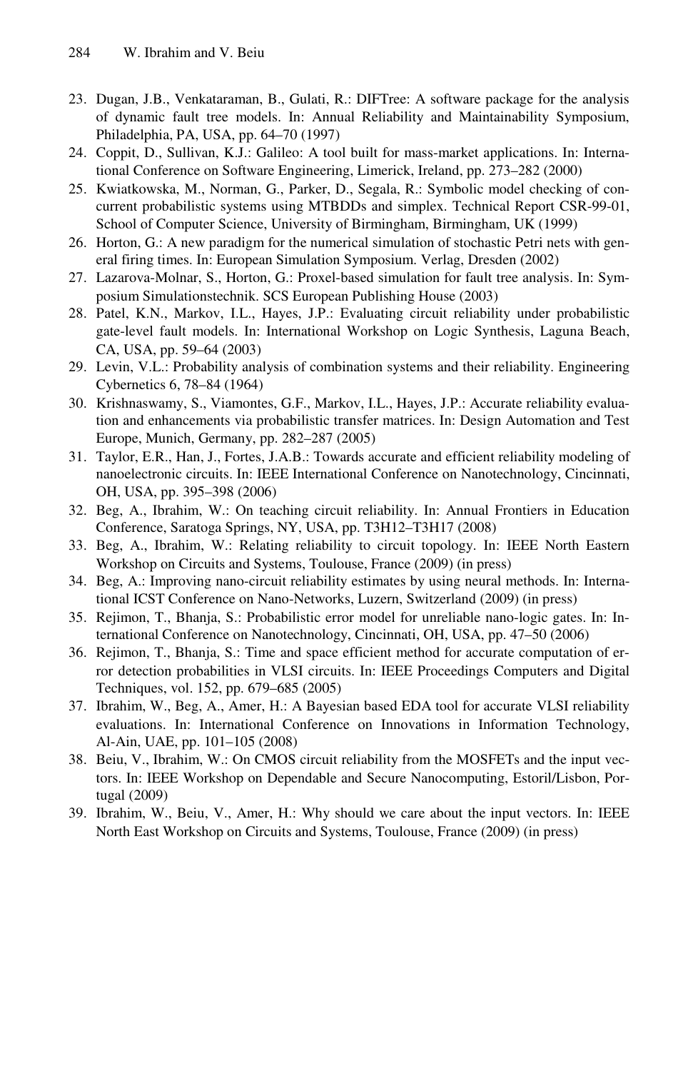23. Dugan, J.B., Venkataraman, B., Gulati, R.: DIFTree: A software package for the analysis of dynamic fault tree models. In: Annual Reliability and Maintainability Symposium, Philadelphia, PA, USA, pp. 64–70 (1997)
24. Coppit, D., Sullivan, K.J.: Galileo: A tool built for mass-market applications. In: International Conference on Software Engineering, Limerick, Ireland, pp. 273–282 (2000)
25. Kwiatkowska, M., Norman, G., Parker, D., Segala, R.: Symbolic model checking of concurrent probabilistic systems using MTBDDs and simplex. Technical Report CSR-99-01, School of Computer Science, University of Birmingham, Birmingham, UK (1999)
26. Horton, G.: A new paradigm for the numerical simulation of stochastic Petri nets with general firing times. In: European Simulation Symposium. Verlag, Dresden (2002)
27. Lazarova-Molnar, S., Horton, G.: Proxel-based simulation for fault tree analysis. In: Symposium Simulationstechnik. SCS European Publishing House (2003)
28. Patel, K.N., Markov, I.L., Hayes, J.P.: Evaluating circuit reliability under probabilistic gate-level fault models. In: International Workshop on Logic Synthesis, Laguna Beach, CA, USA, pp. 59–64 (2003)
29. Levin, V.L.: Probability analysis of combination systems and their reliability. Engineering Cybernetics 6, 78–84 (1964)
30. Krishnaswamy, S., Viamontes, G.F., Markov, I.L., Hayes, J.P.: Accurate reliability evaluation and enhancements via probabilistic transfer matrices. In: Design Automation and Test Europe, Munich, Germany, pp. 282–287 (2005)
31. Taylor, E.R., Han, J., Fortes, J.A.B.: Towards accurate and efficient reliability modeling of nanoelectronic circuits. In: IEEE International Conference on Nanotechnology, Cincinnati, OH, USA, pp. 395–398 (2006)
32. Beg, A., Ibrahim, W.: On teaching circuit reliability. In: Annual Frontiers in Education Conference, Saratoga Springs, NY, USA, pp. T3H12–T3H17 (2008)
33. Beg, A., Ibrahim, W.: Relating reliability to circuit topology. In: IEEE North Eastern Workshop on Circuits and Systems, Toulouse, France (2009) (in press)
34. Beg, A.: Improving nano-circuit reliability estimates by using neural methods. In: International ICST Conference on Nano-Networks, Luzern, Switzerland (2009) (in press)
35. Rejimon, T., Bhanja, S.: Probabilistic error model for unreliable nano-logic gates. In: International Conference on Nanotechnology, Cincinnati, OH, USA, pp. 47–50 (2006)
36. Rejimon, T., Bhanja, S.: Time and space efficient method for accurate computation of error detection probabilities in VLSI circuits. In: IEEE Proceedings Computers and Digital Techniques, vol. 152, pp. 679–685 (2005)
37. Ibrahim, W., Beg, A., Amer, H.: A Bayesian based EDA tool for accurate VLSI reliability evaluations. In: International Conference on Innovations in Information Technology, Al-Ain, UAE, pp. 101–105 (2008)
38. Beiu, V., Ibrahim, W.: On CMOS circuit reliability from the MOSFETs and the input vectors. In: IEEE Workshop on Dependable and Secure Nanocomputing, Estoril/Lisbon, Portugal (2009)
39. Ibrahim, W., Beiu, V., Amer, H.: Why should we care about the input vectors. In: IEEE North East Workshop on Circuits and Systems, Toulouse, France (2009) (in press)